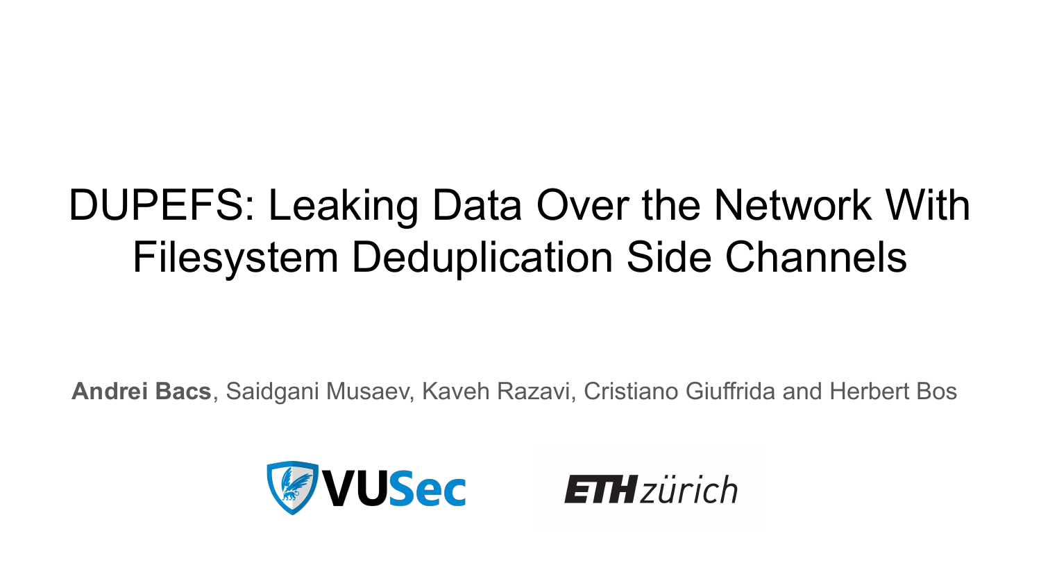# DUPEFS: Leaking Data Over the Network With Filesystem Deduplication Side Channels

**Andrei Bacs**, Saidgani Musaev, Kaveh Razavi, Cristiano Giuffrida and Herbert Bos

VUSec

ETH zürich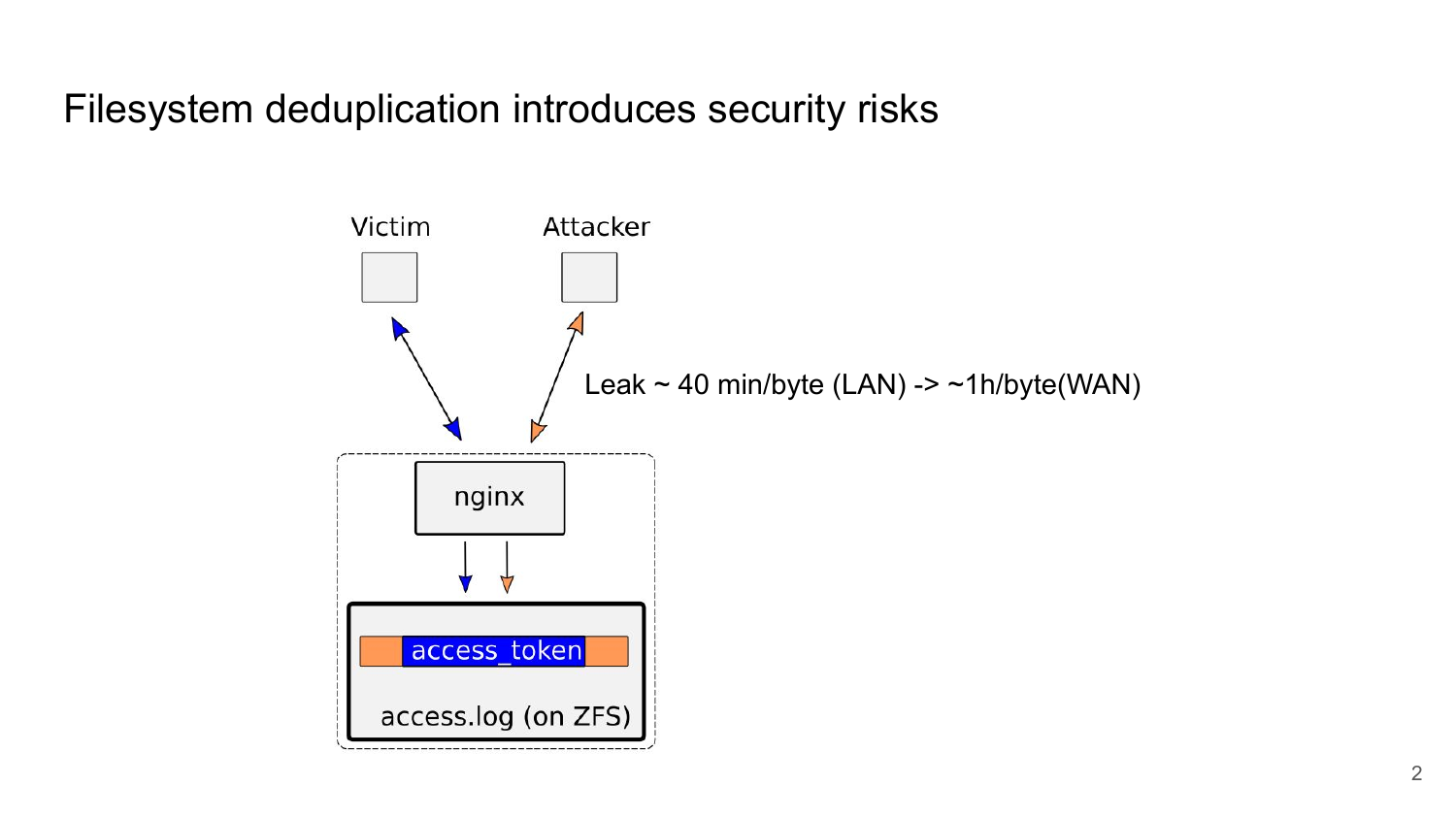# Filesystem deduplication introduces security risks

Victim

Attacker

Leak ~ 40 min/byte (LAN) -> ~1h/byte(WAN)

nginx

access_token

access.log (on ZFS)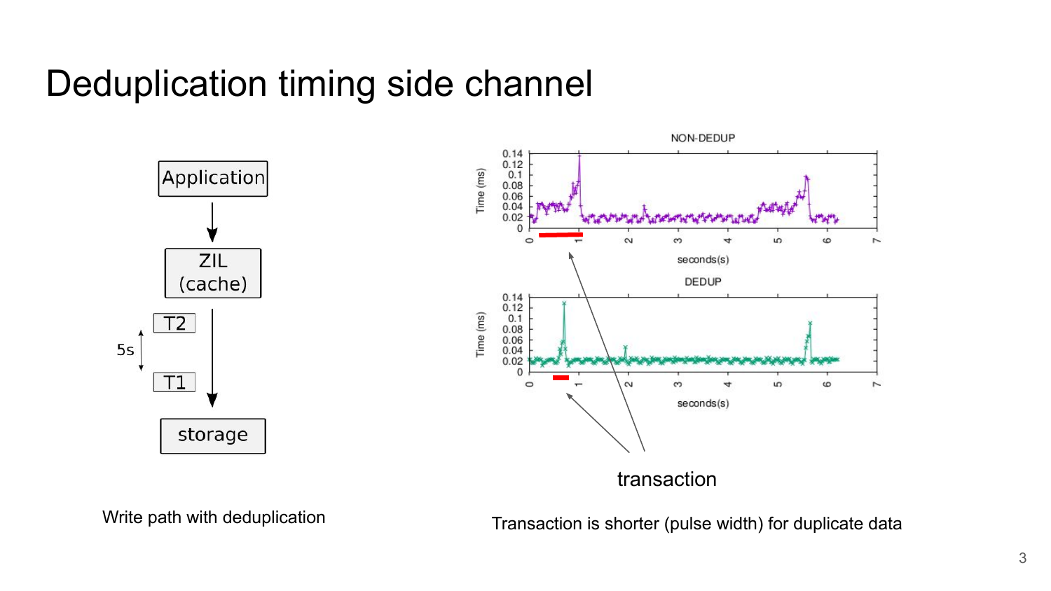# Deduplication timing side channel

Application → ZIL (cache) → storage

T2

5s

T1

Write path with deduplication

NON-DEDUP

DEDUP

transaction

Transaction is shorter (pulse width) for duplicate data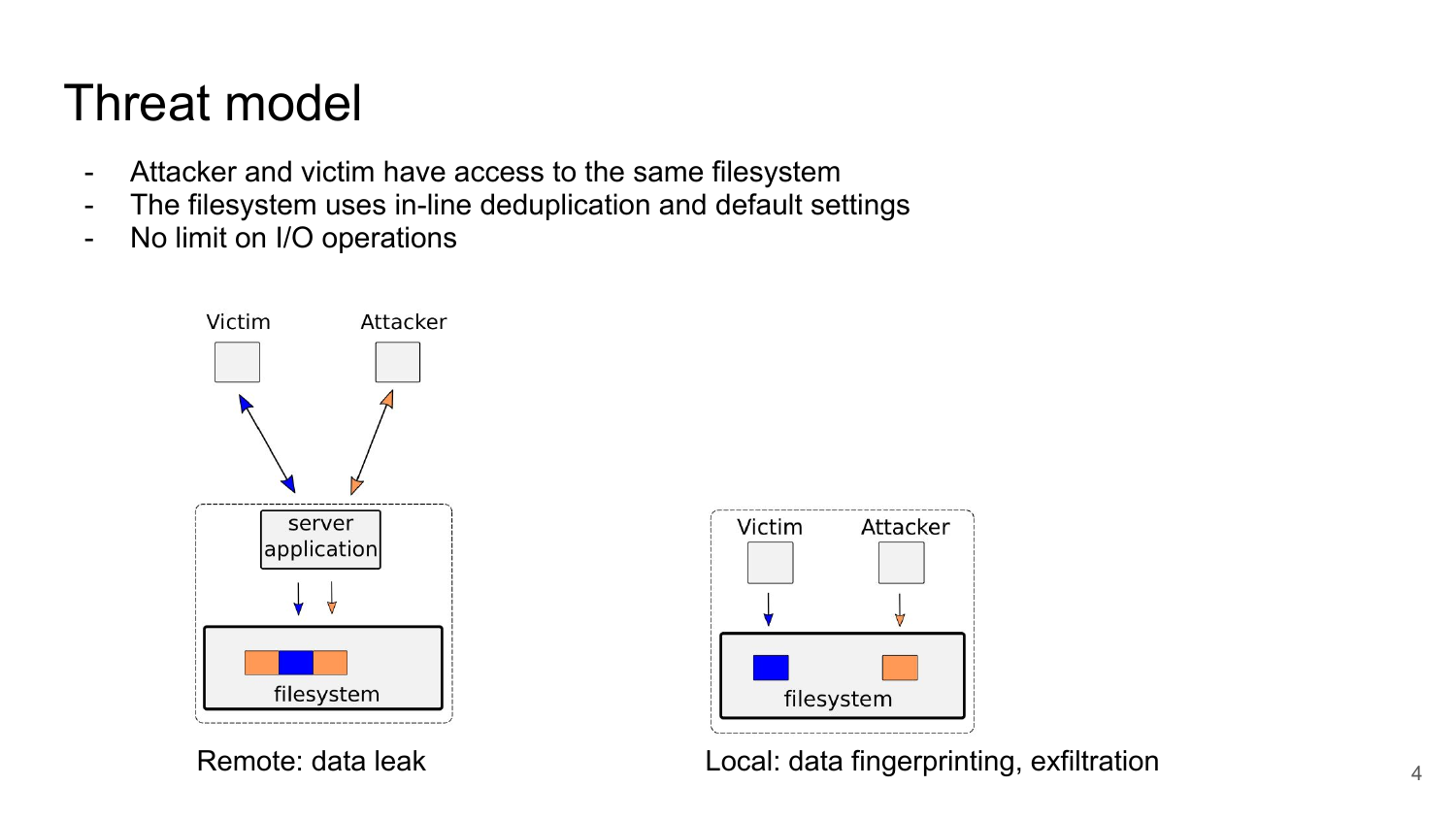# Threat model

- Attacker and victim have access to the same filesystem
- The filesystem uses in-line deduplication and default settings
- No limit on I/O operations

Remote: data leak

Local: data fingerprinting, exfiltration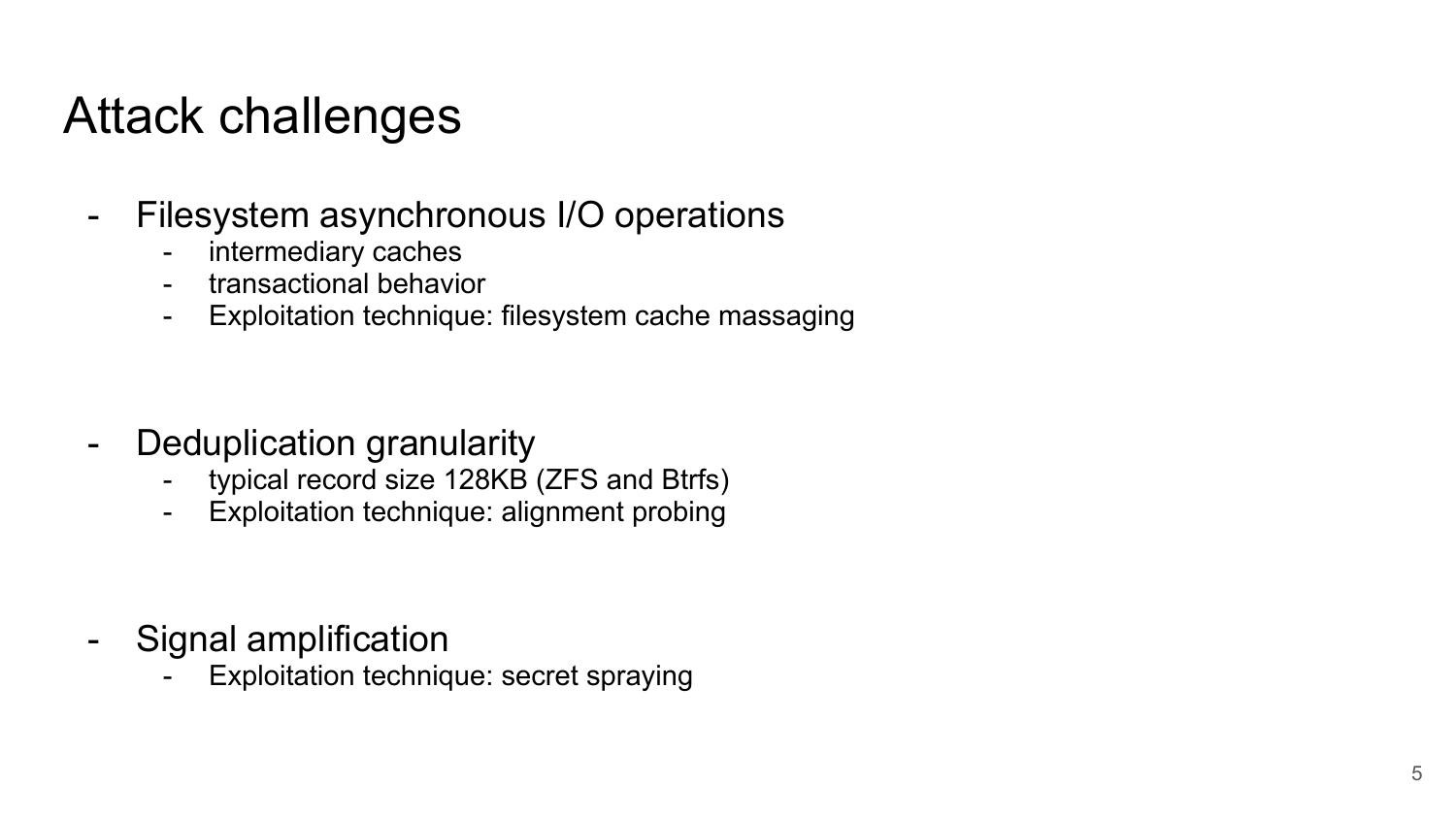# Attack challenges

- Filesystem asynchronous I/O operations
  - intermediary caches
  - transactional behavior
  - Exploitation technique: filesystem cache massaging

- Deduplication granularity
  - typical record size 128KB (ZFS and Btrfs)
  - Exploitation technique: alignment probing

- Signal amplification
  - Exploitation technique: secret spraying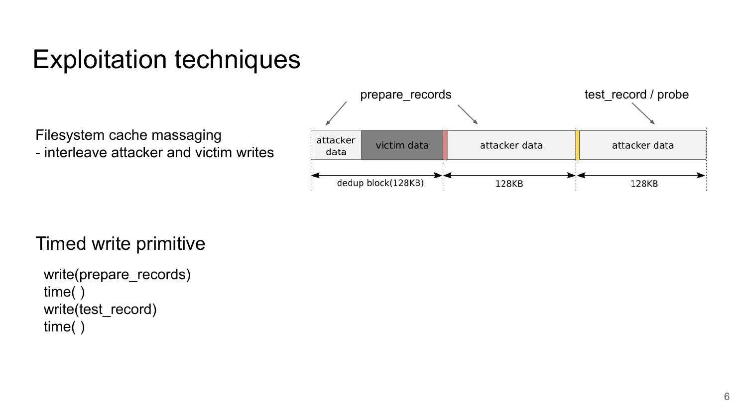# Exploitation techniques

Filesystem cache massaging
- interleave attacker and victim writes

prepare_records

test_record / probe

| attacker data | victim data | | attacker data | | attacker data |
|---|---|---|---|---|---|
| dedup block(128KB) | | | 128KB | | 128KB |

## Timed write primitive

```
write(prepare_records)
time( )
write(test_record)
time( )
```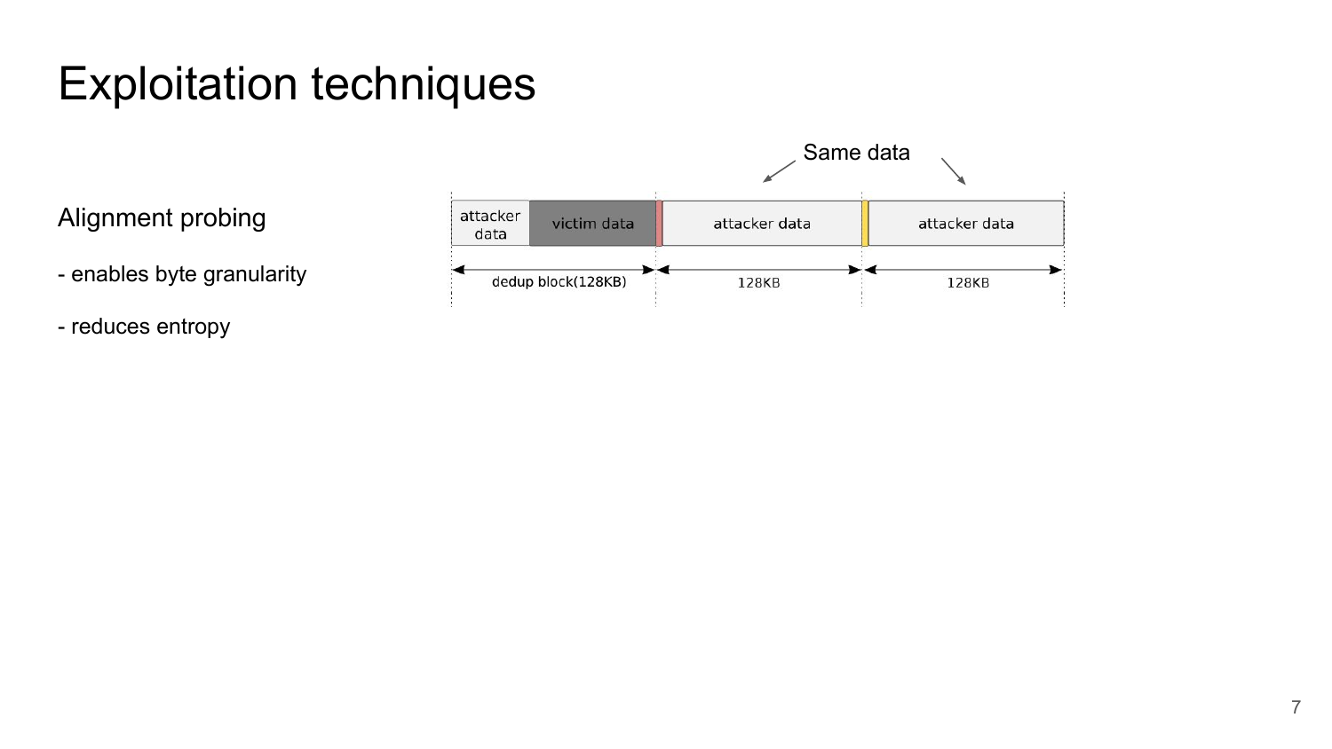# Exploitation techniques

Alignment probing

- enables byte granularity

- reduces entropy

Same data

| attacker data | victim data | | attacker data | | attacker data |
|---|---|---|---|---|---|
| dedup block(128KB) | | | 128KB | | 128KB |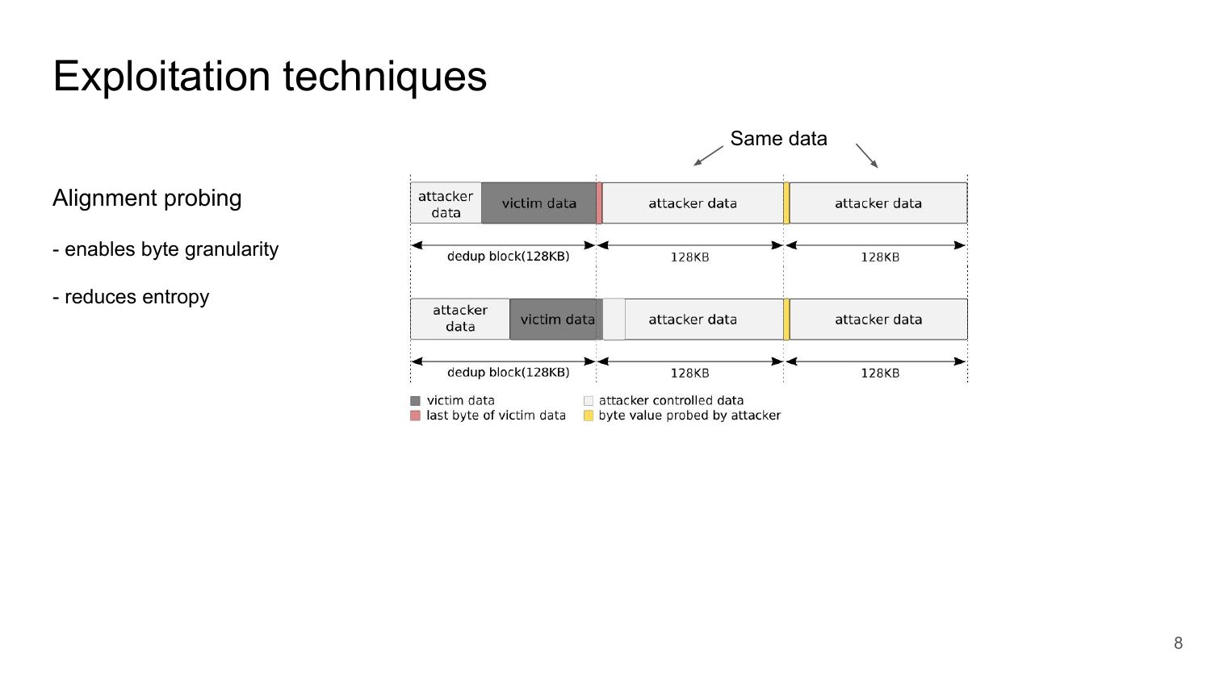# Exploitation techniques

Alignment probing

- enables byte granularity
- reduces entropy

Same data

| attacker data | victim data | attacker data | attacker data |
|---|---|---|---|
| dedup block(128KB) | | 128KB | 128KB |

| attacker data | victim data | attacker data | attacker data |
|---|---|---|---|
| dedup block(128KB) | | 128KB | 128KB |

- victim data
- last byte of victim data
- attacker controlled data
- byte value probed by attacker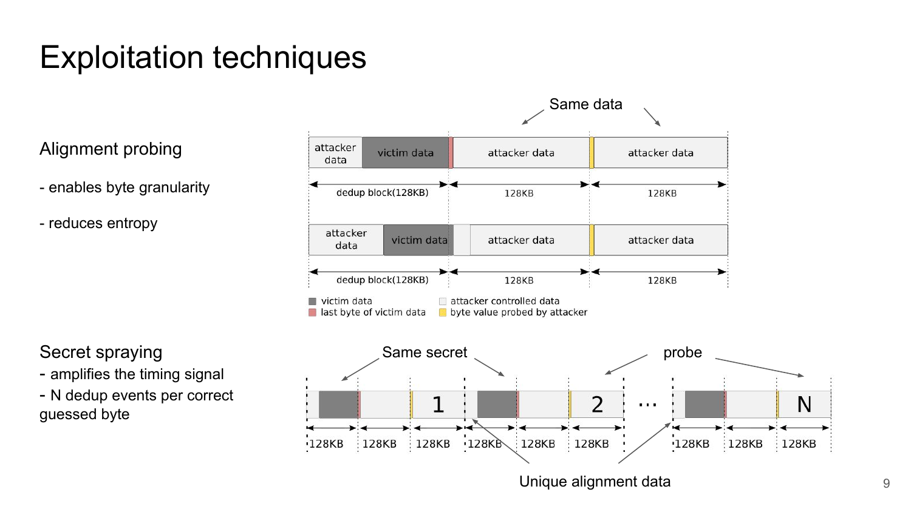# Exploitation techniques

## Alignment probing

- enables byte granularity
- reduces entropy

Same data

| attacker data | victim data | | attacker data | | attacker data |
|---|---|---|---|---|---|

dedup block(128KB) — 128KB — 128KB

| attacker data | victim data | | attacker data | | attacker data |
|---|---|---|---|---|---|

dedup block(128KB) — 128KB — 128KB

- victim data
- last byte of victim data
- attacker controlled data
- byte value probed by attacker

## Secret spraying

- amplifies the timing signal
- N dedup events per correct guessed byte

Same secret — probe

1 — 2 — … — N

128KB | 128KB | 128KB | 128KB | 128KB | 128KB | 128KB | 128KB | 128KB

Unique alignment data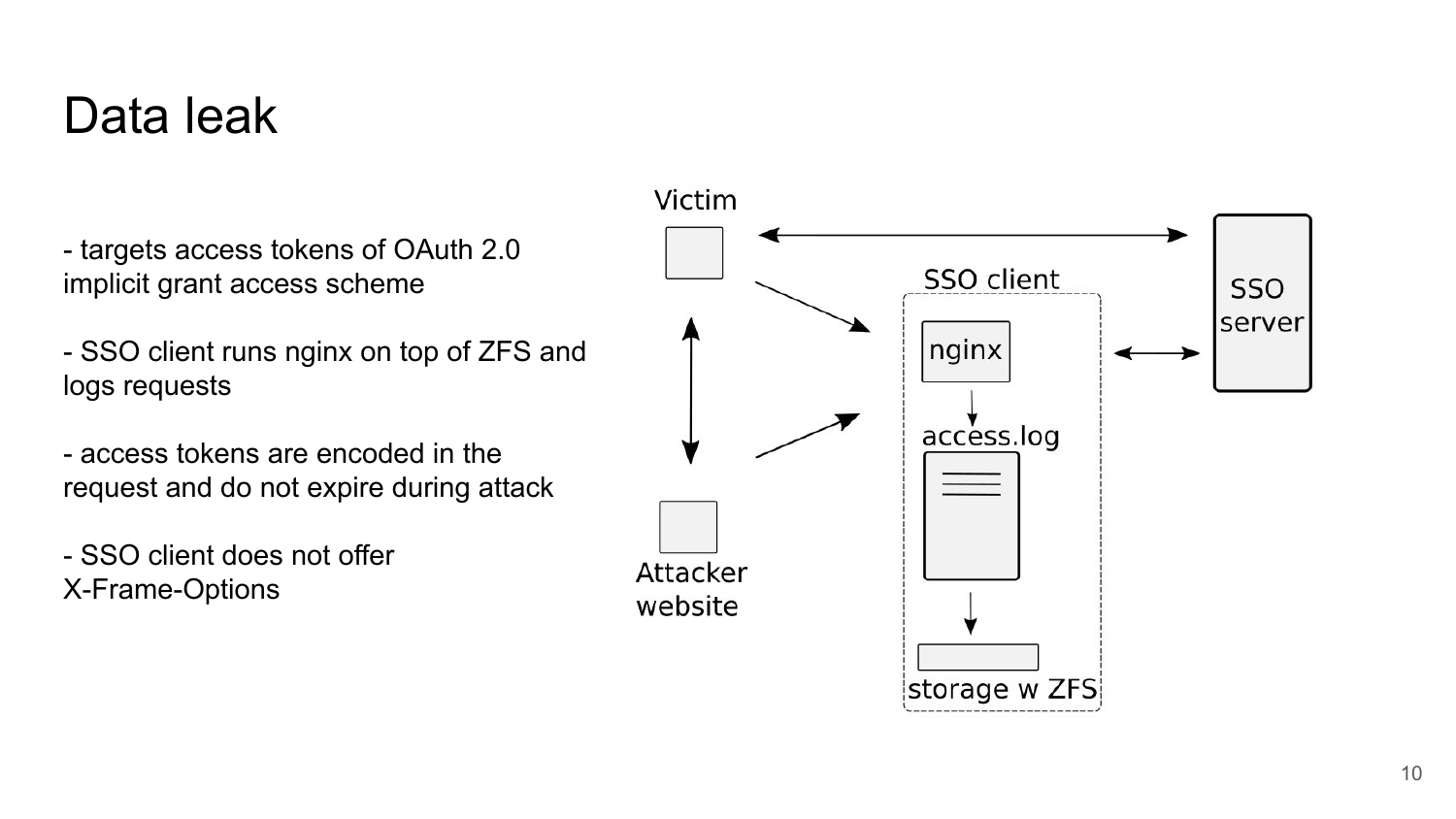# Data leak

- targets access tokens of OAuth 2.0 implicit grant access scheme

- SSO client runs nginx on top of ZFS and logs requests

- access tokens are encoded in the request and do not expire during attack

- SSO client does not offer X-Frame-Options

Victim

SSO client

nginx

access.log

storage w ZFS

SSO server

Attacker website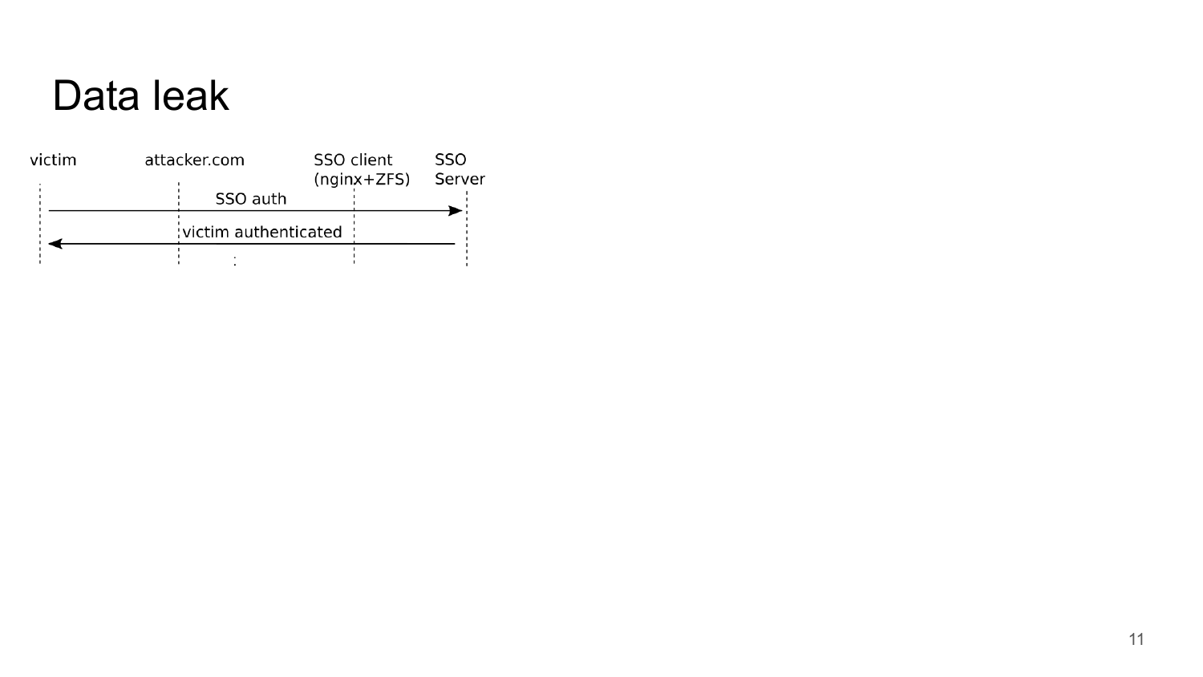# Data leak

victim | attacker.com | SSO client (nginx+ZFS) | SSO Server

SSO auth

victim authenticated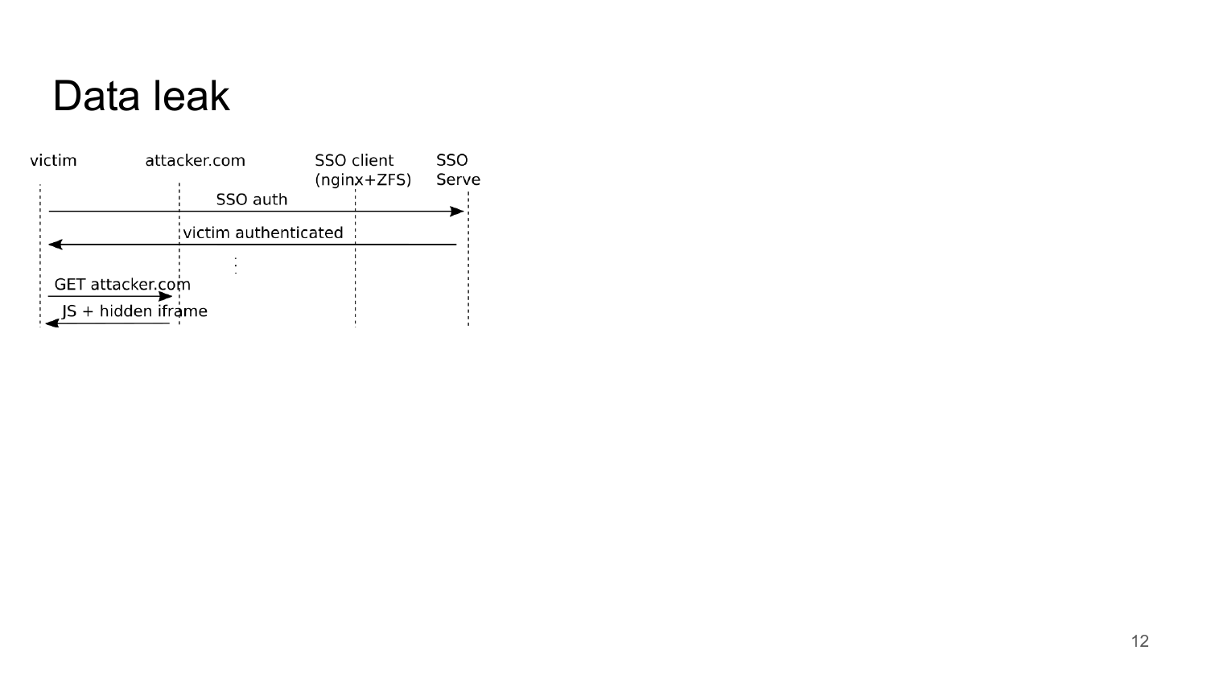# Data leak

victim | attacker.com | SSO client (nginx+ZFS) | SSO Serve

- victim → SSO Server: SSO auth
- SSO Server → victim: victim authenticated
- ⋮
- victim → attacker.com: GET attacker.com
- attacker.com → victim: JS + hidden iframe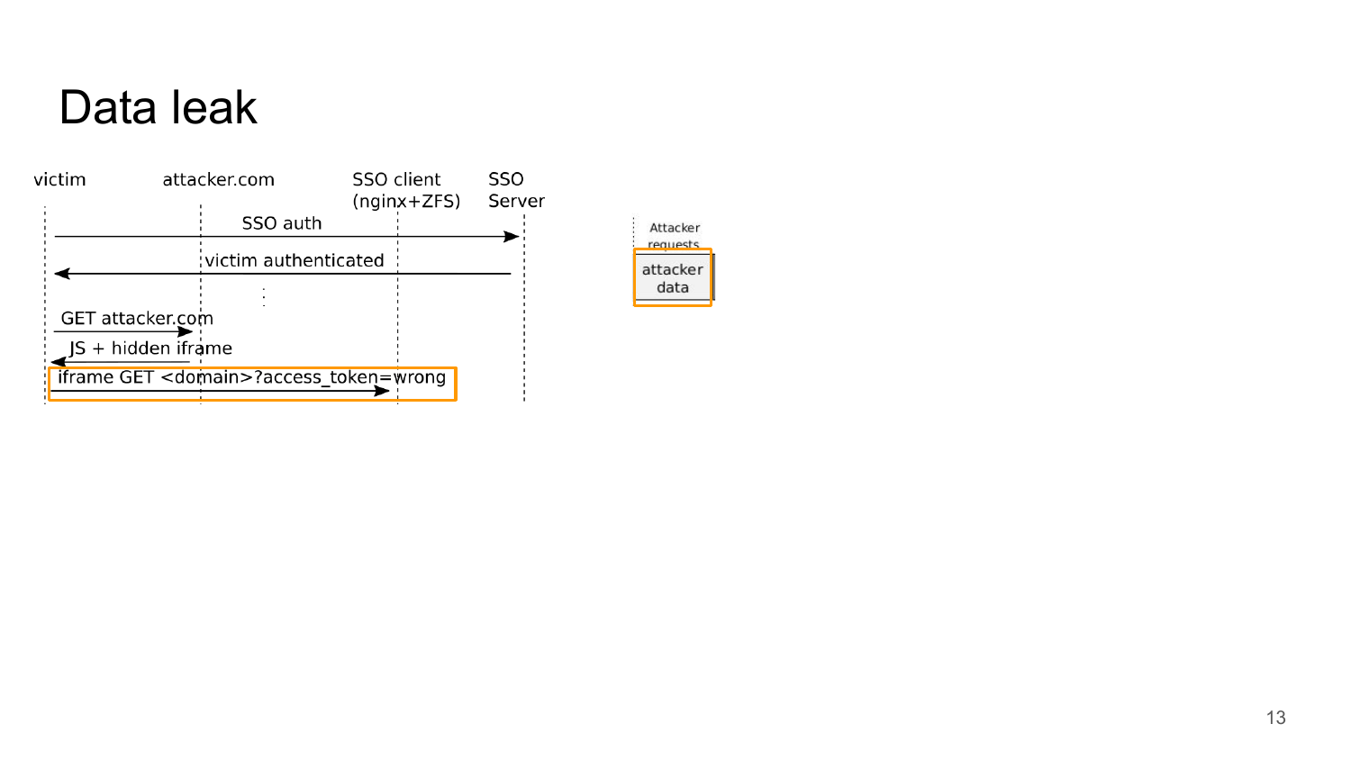# Data leak

victim | attacker.com | SSO client (nginx+ZFS) | SSO Server

SSO auth

victim authenticated

⋮

GET attacker.com

JS + hidden iframe

iframe GET <domain>?access_token=wrong

Attacker requests

attacker data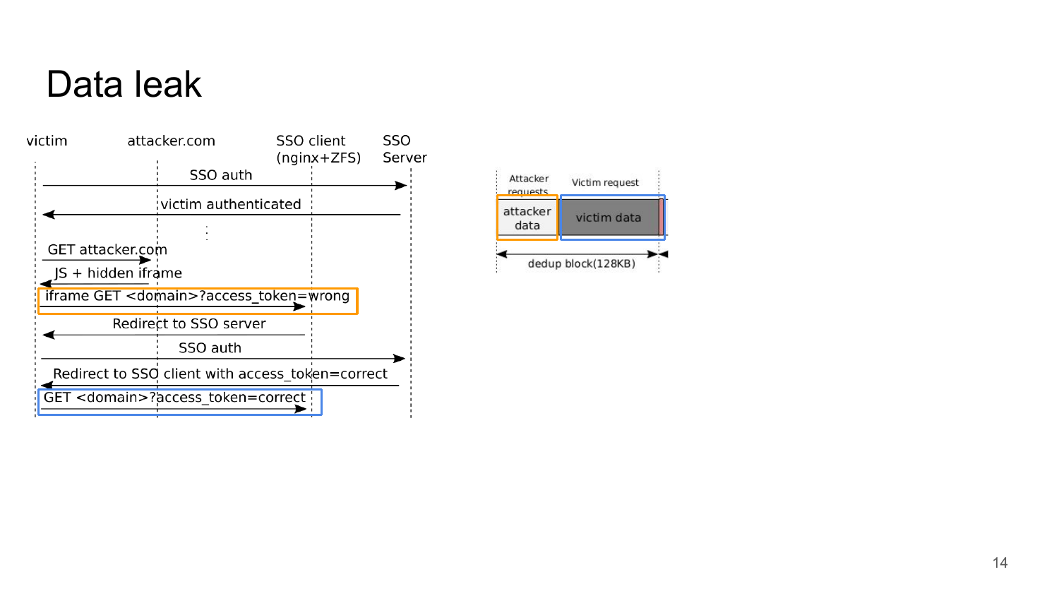# Data leak

victim | attacker.com | SSO client (nginx+ZFS) | SSO Server

- SSO auth
- victim authenticated
- ⋮
- GET attacker.com
- JS + hidden iframe
- iframe GET <domain>?access_token=wrong
- Redirect to SSO server
- SSO auth
- Redirect to SSO client with access_token=correct
- GET <domain>?access_token=correct

Attacker requests | Victim request

attacker data | victim data

dedup block(128KB)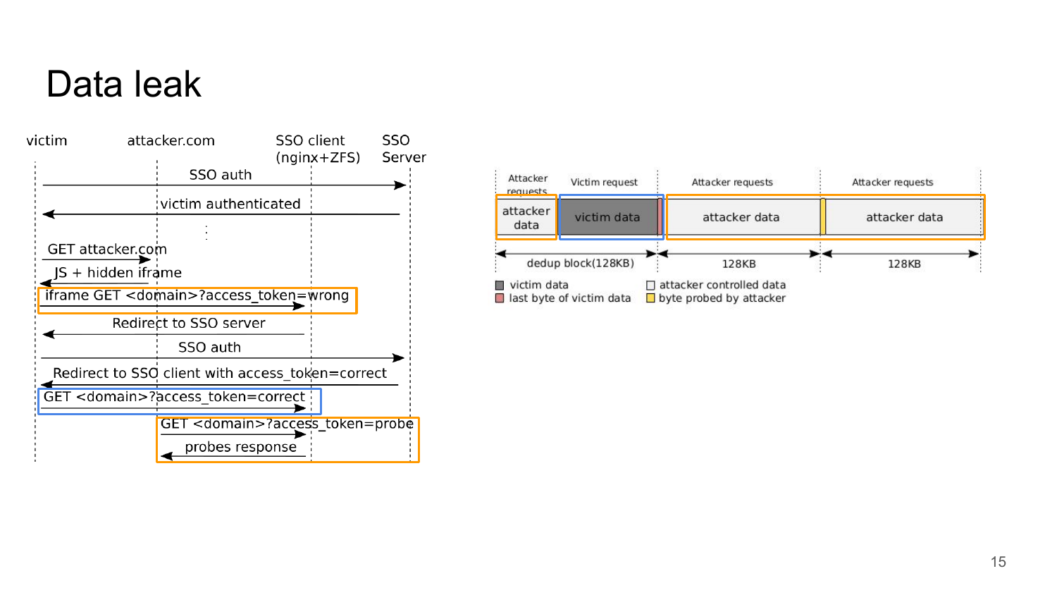# Data leak

victim | attacker.com | SSO client (nginx+ZFS) | SSO Server

- SSO auth (victim → SSO Server)
- victim authenticated (SSO Server → victim)
- ⋮
- GET attacker.com (victim → attacker.com)
- JS + hidden iframe (attacker.com → victim)
- iframe GET <domain>?access_token=wrong (victim → SSO client)
- Redirect to SSO server (SSO client → victim)
- SSO auth (victim → SSO Server)
- Redirect to SSO client with access_token=correct (SSO Server → victim)
- GET <domain>?access_token=correct (victim → SSO client)
- GET <domain>?access_token=probe (attacker.com → SSO client)
- probes response (SSO client → attacker.com)

| Attacker requests | Victim request | Attacker requests | Attacker requests |
|---|---|---|---|
| attacker data | victim data | attacker data | attacker data |
| dedup block(128KB) | | 128KB | 128KB |

- victim data
- last byte of victim data
- attacker controlled data
- byte probed by attacker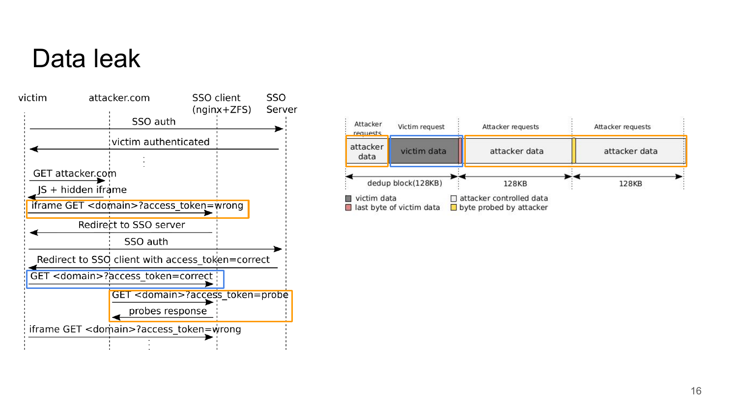# Data leak

| victim | attacker.com | SSO client (nginx+ZFS) | SSO Server |
|---|---|---|---|

- SSO auth (victim → SSO Server)
- victim authenticated (SSO Server → victim)
- ⋮
- GET attacker.com (victim → attacker.com)
- JS + hidden iframe (attacker.com → victim)
- iframe GET <domain>?access_token=wrong (victim → SSO client)
- Redirect to SSO server (SSO client → victim)
- SSO auth (victim → SSO Server)
- Redirect to SSO client with access_token=correct (SSO Server → victim)
- GET <domain>?access_token=correct (victim → SSO client)
- GET <domain>?access_token=probe (attacker.com → SSO client)
- probes response (SSO client → attacker.com)
- iframe GET <domain>?access_token=wrong (victim → SSO client)
- ⋮

| Attacker requests | Victim request | Attacker requests | Attacker requests |
|---|---|---|---|
| attacker data | victim data | attacker data | attacker data |

dedup block(128KB) | 128KB | 128KB

- victim data
- last byte of victim data
- attacker controlled data
- byte probed by attacker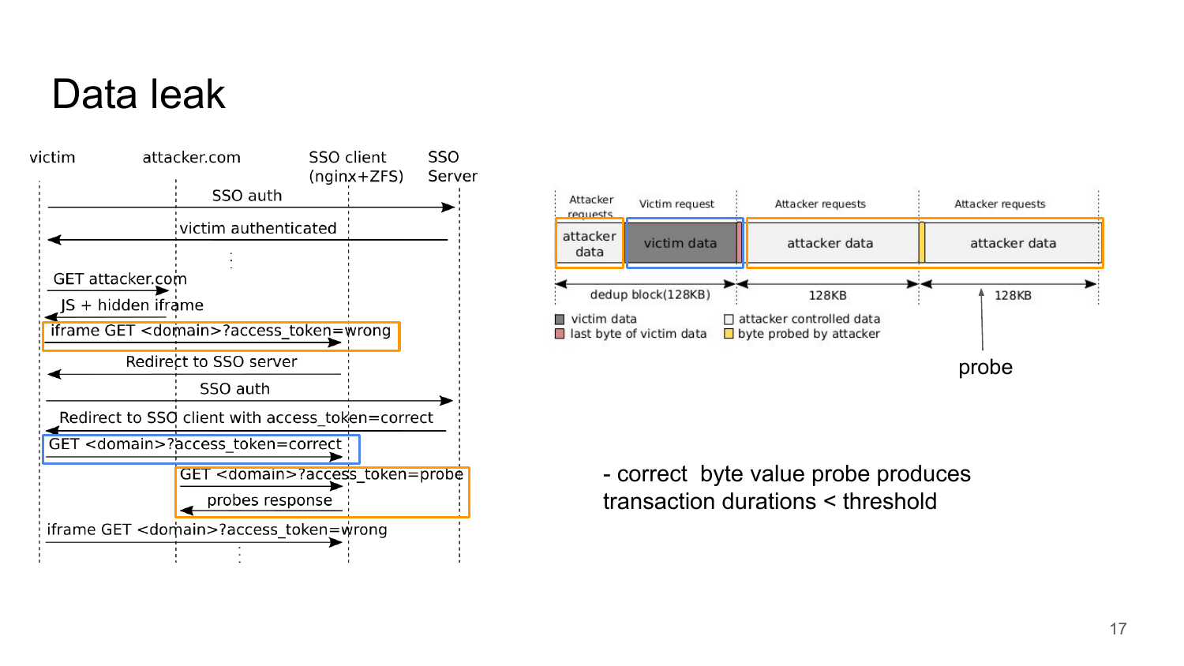# Data leak

victim | attacker.com | SSO client (nginx+ZFS) | SSO Server

- SSO auth
- victim authenticated
- ⋮
- GET attacker.com
- JS + hidden iframe
- iframe GET <domain>?access_token=wrong
- Redirect to SSO server
- SSO auth
- Redirect to SSO client with access_token=correct
- GET <domain>?access_token=correct
- GET <domain>?access_token=probe
- probes response
- iframe GET <domain>?access_token=wrong
- ⋮

Attacker requests | Victim request | Attacker requests | Attacker requests

attacker data | victim data | attacker data | attacker data

dedup block(128KB) | 128KB | 128KB

- victim data
- last byte of victim data
- attacker controlled data
- byte probed by attacker

probe

- correct byte value probe produces transaction durations < threshold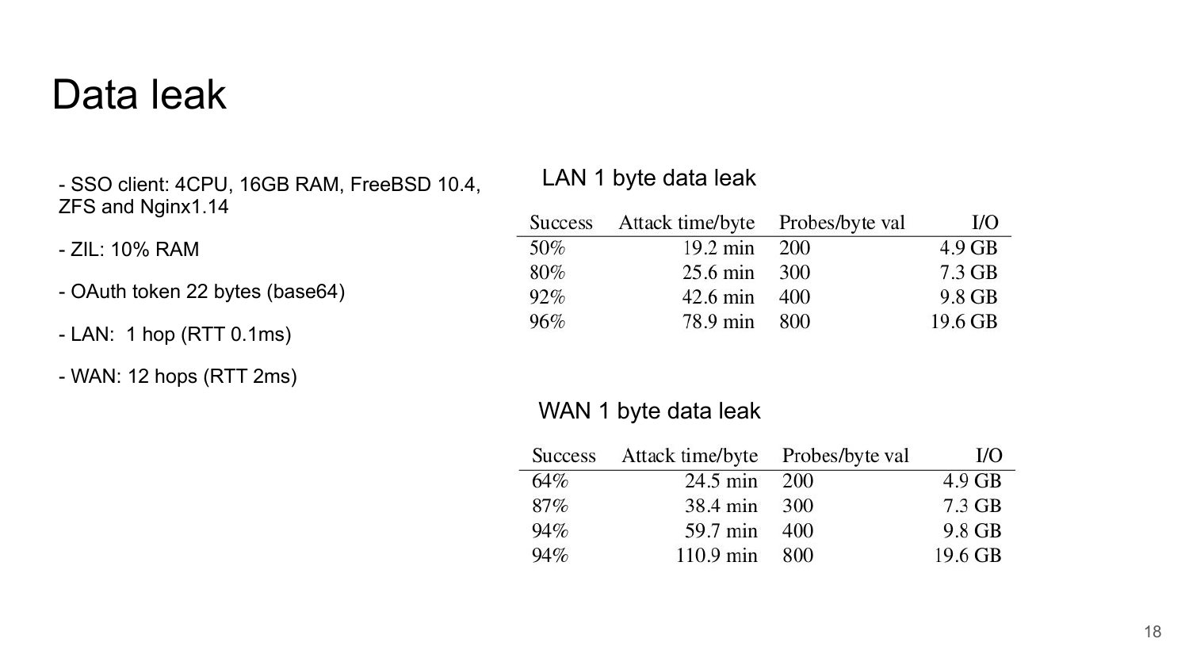# Data leak

- SSO client: 4CPU, 16GB RAM, FreeBSD 10.4, ZFS and Nginx1.14
- ZIL: 10% RAM
- OAuth token 22 bytes (base64)
- LAN: 1 hop (RTT 0.1ms)
- WAN: 12 hops (RTT 2ms)

LAN 1 byte data leak

| Success | Attack time/byte | Probes/byte val | I/O |
|---|---|---|---|
| 50% | 19.2 min | 200 | 4.9 GB |
| 80% | 25.6 min | 300 | 7.3 GB |
| 92% | 42.6 min | 400 | 9.8 GB |
| 96% | 78.9 min | 800 | 19.6 GB |

WAN 1 byte data leak

| Success | Attack time/byte | Probes/byte val | I/O |
|---|---|---|---|
| 64% | 24.5 min | 200 | 4.9 GB |
| 87% | 38.4 min | 300 | 7.3 GB |
| 94% | 59.7 min | 400 | 9.8 GB |
| 94% | 110.9 min | 800 | 19.6 GB |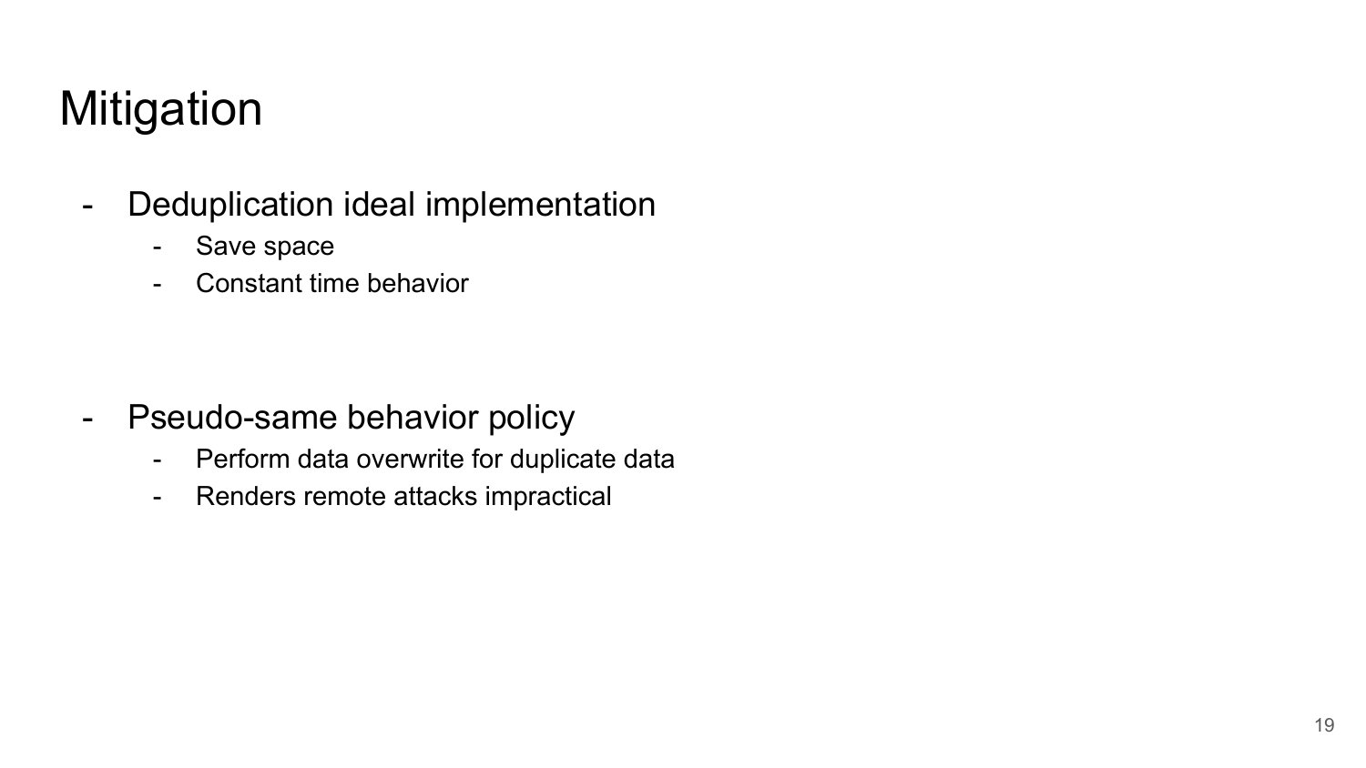# Mitigation

- Deduplication ideal implementation
  - Save space
  - Constant time behavior

- Pseudo-same behavior policy
  - Perform data overwrite for duplicate data
  - Renders remote attacks impractical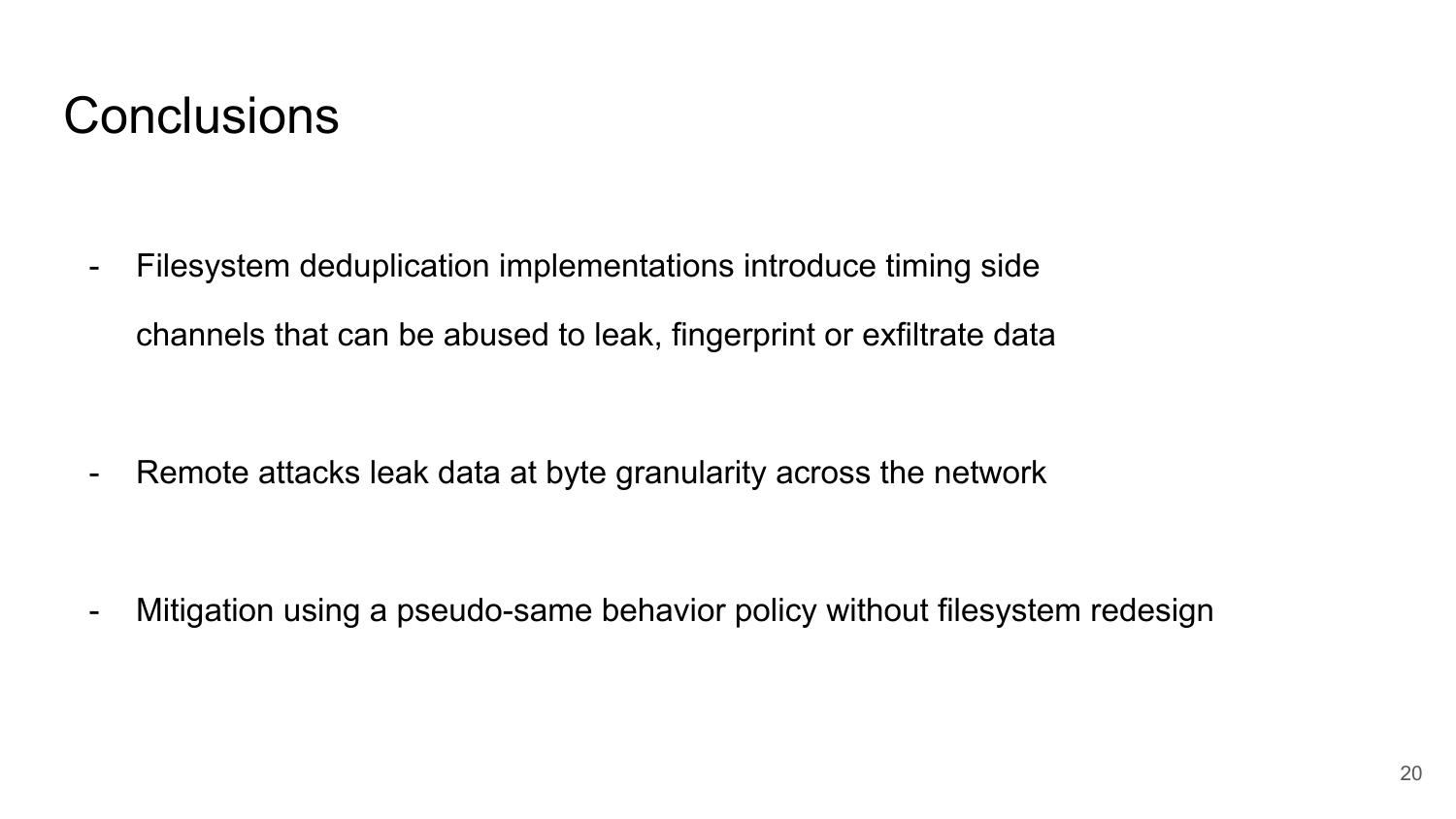# Conclusions

- Filesystem deduplication implementations introduce timing side channels that can be abused to leak, fingerprint or exfiltrate data

- Remote attacks leak data at byte granularity across the network

- Mitigation using a pseudo-same behavior policy without filesystem redesign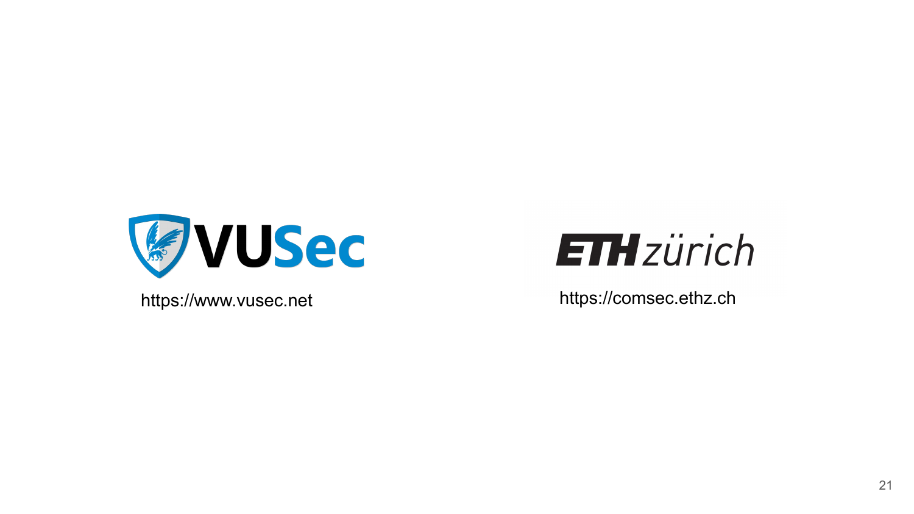VUSec

https://www.vusec.net

ETH zürich

https://comsec.ethz.ch